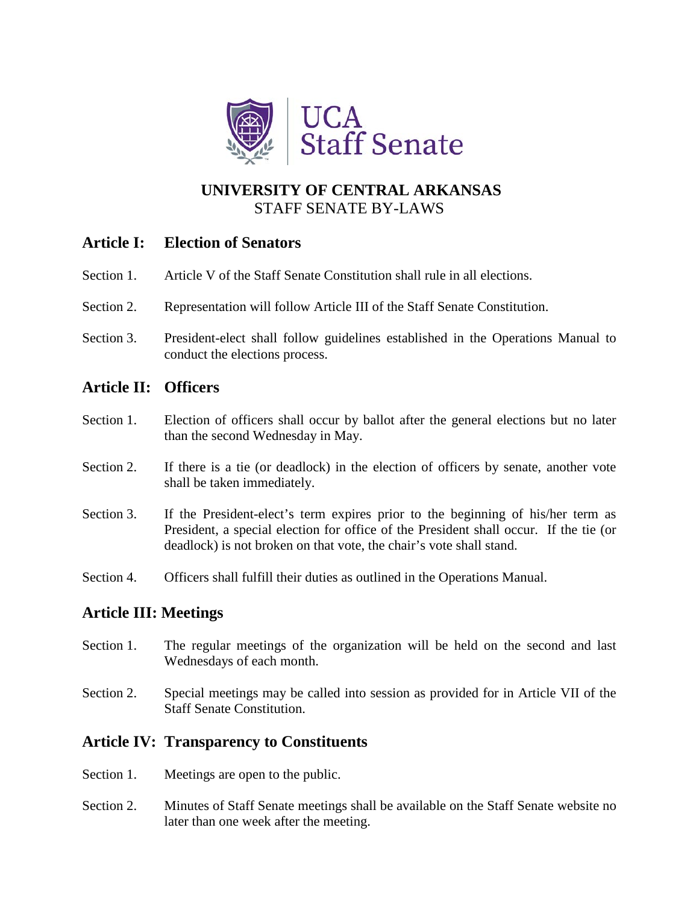UCA Staff Senate

# UNIVERSITY OF CENTRAL ARKANSAS
STAFF SENATE BY-LAWS

## Article I: Election of Senators

Section 1. Article V of the Staff Senate Constitution shall rule in all elections.

Section 2. Representation will follow Article III of the Staff Senate Constitution.

Section 3. President-elect shall follow guidelines established in the Operations Manual to conduct the elections process.

## Article II: Officers

Section 1. Election of officers shall occur by ballot after the general elections but no later than the second Wednesday in May.

Section 2. If there is a tie (or deadlock) in the election of officers by senate, another vote shall be taken immediately.

Section 3. If the President-elect's term expires prior to the beginning of his/her term as President, a special election for office of the President shall occur. If the tie (or deadlock) is not broken on that vote, the chair's vote shall stand.

Section 4. Officers shall fulfill their duties as outlined in the Operations Manual.

## Article III: Meetings

Section 1. The regular meetings of the organization will be held on the second and last Wednesdays of each month.

Section 2. Special meetings may be called into session as provided for in Article VII of the Staff Senate Constitution.

## Article IV: Transparency to Constituents

Section 1. Meetings are open to the public.

Section 2. Minutes of Staff Senate meetings shall be available on the Staff Senate website no later than one week after the meeting.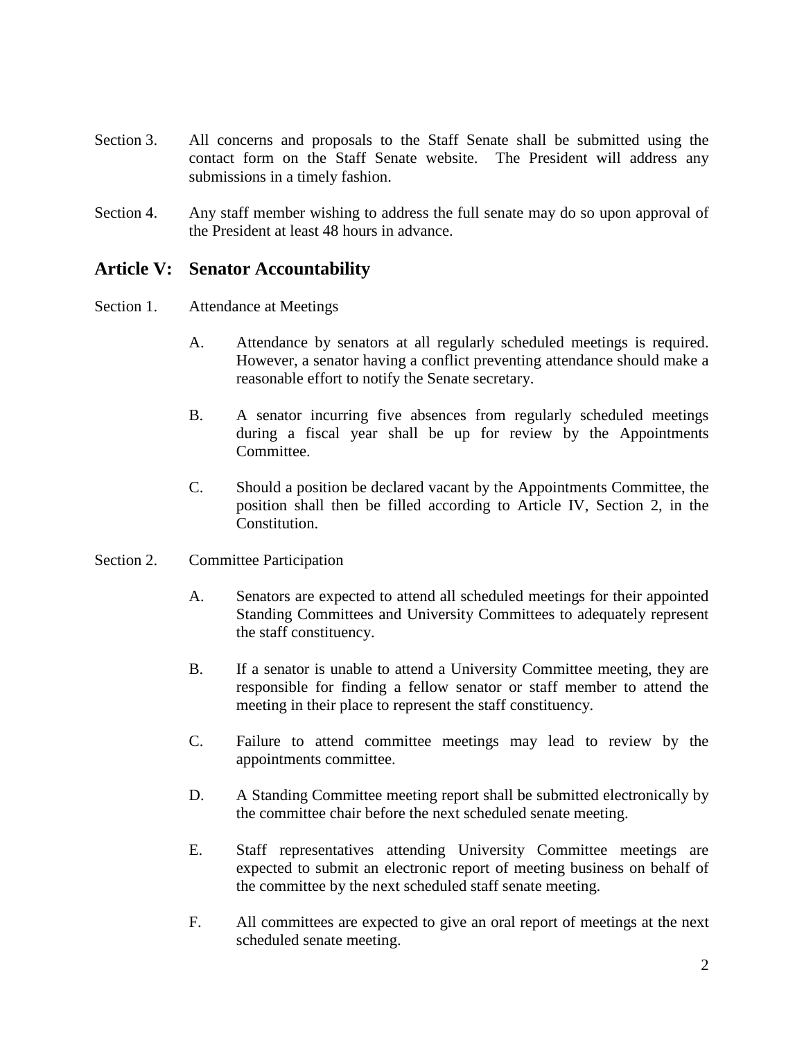Section 3. All concerns and proposals to the Staff Senate shall be submitted using the contact form on the Staff Senate website. The President will address any submissions in a timely fashion.

Section 4. Any staff member wishing to address the full senate may do so upon approval of the President at least 48 hours in advance.

## Article V: Senator Accountability

Section 1. Attendance at Meetings

A. Attendance by senators at all regularly scheduled meetings is required. However, a senator having a conflict preventing attendance should make a reasonable effort to notify the Senate secretary.

B. A senator incurring five absences from regularly scheduled meetings during a fiscal year shall be up for review by the Appointments Committee.

C. Should a position be declared vacant by the Appointments Committee, the position shall then be filled according to Article IV, Section 2, in the Constitution.

Section 2. Committee Participation

A. Senators are expected to attend all scheduled meetings for their appointed Standing Committees and University Committees to adequately represent the staff constituency.

B. If a senator is unable to attend a University Committee meeting, they are responsible for finding a fellow senator or staff member to attend the meeting in their place to represent the staff constituency.

C. Failure to attend committee meetings may lead to review by the appointments committee.

D. A Standing Committee meeting report shall be submitted electronically by the committee chair before the next scheduled senate meeting.

E. Staff representatives attending University Committee meetings are expected to submit an electronic report of meeting business on behalf of the committee by the next scheduled staff senate meeting.

F. All committees are expected to give an oral report of meetings at the next scheduled senate meeting.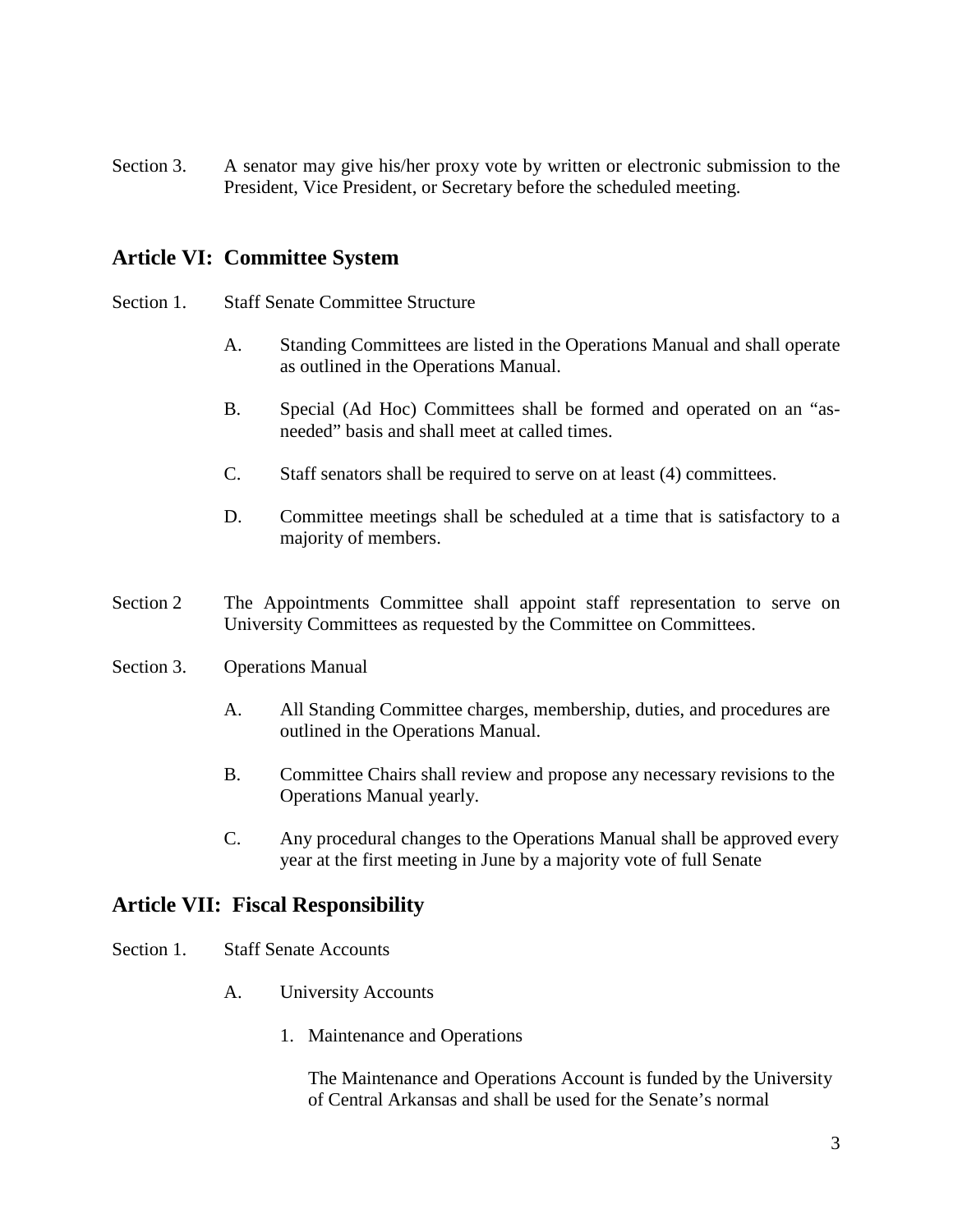Section 3. A senator may give his/her proxy vote by written or electronic submission to the President, Vice President, or Secretary before the scheduled meeting.

## Article VI: Committee System

Section 1. Staff Senate Committee Structure

A. Standing Committees are listed in the Operations Manual and shall operate as outlined in the Operations Manual.

B. Special (Ad Hoc) Committees shall be formed and operated on an "as-needed" basis and shall meet at called times.

C. Staff senators shall be required to serve on at least (4) committees.

D. Committee meetings shall be scheduled at a time that is satisfactory to a majority of members.

Section 2 The Appointments Committee shall appoint staff representation to serve on University Committees as requested by the Committee on Committees.

Section 3. Operations Manual

A. All Standing Committee charges, membership, duties, and procedures are outlined in the Operations Manual.

B. Committee Chairs shall review and propose any necessary revisions to the Operations Manual yearly.

C. Any procedural changes to the Operations Manual shall be approved every year at the first meeting in June by a majority vote of full Senate

## Article VII: Fiscal Responsibility

Section 1. Staff Senate Accounts

A. University Accounts

1. Maintenance and Operations

   The Maintenance and Operations Account is funded by the University of Central Arkansas and shall be used for the Senate's normal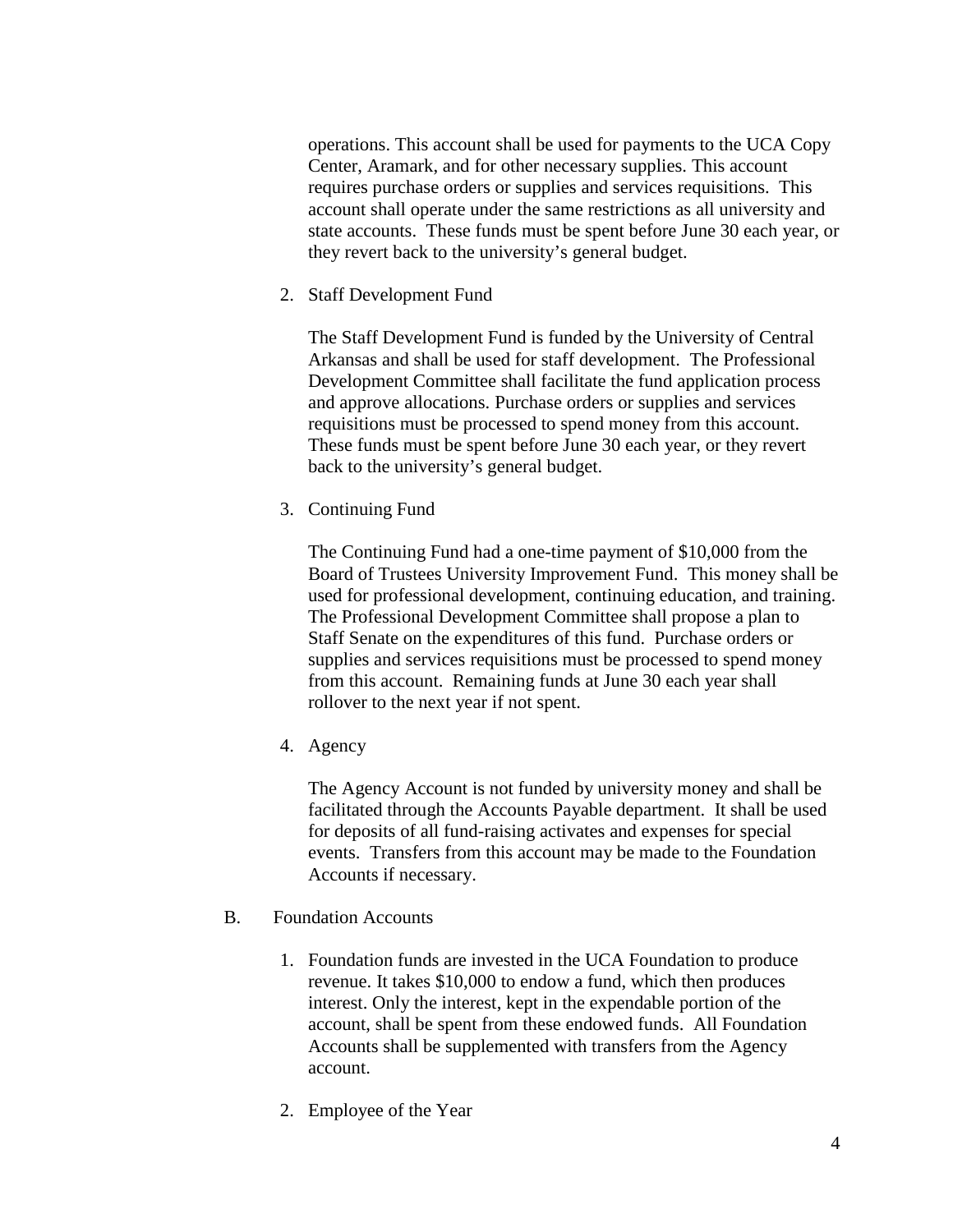operations. This account shall be used for payments to the UCA Copy Center, Aramark, and for other necessary supplies. This account requires purchase orders or supplies and services requisitions. This account shall operate under the same restrictions as all university and state accounts. These funds must be spent before June 30 each year, or they revert back to the university's general budget.

2. Staff Development Fund

   The Staff Development Fund is funded by the University of Central Arkansas and shall be used for staff development. The Professional Development Committee shall facilitate the fund application process and approve allocations. Purchase orders or supplies and services requisitions must be processed to spend money from this account. These funds must be spent before June 30 each year, or they revert back to the university's general budget.

3. Continuing Fund

   The Continuing Fund had a one-time payment of $10,000 from the Board of Trustees University Improvement Fund. This money shall be used for professional development, continuing education, and training. The Professional Development Committee shall propose a plan to Staff Senate on the expenditures of this fund. Purchase orders or supplies and services requisitions must be processed to spend money from this account. Remaining funds at June 30 each year shall rollover to the next year if not spent.

4. Agency

   The Agency Account is not funded by university money and shall be facilitated through the Accounts Payable department. It shall be used for deposits of all fund-raising activates and expenses for special events. Transfers from this account may be made to the Foundation Accounts if necessary.

B. Foundation Accounts

1. Foundation funds are invested in the UCA Foundation to produce revenue. It takes $10,000 to endow a fund, which then produces interest. Only the interest, kept in the expendable portion of the account, shall be spent from these endowed funds. All Foundation Accounts shall be supplemented with transfers from the Agency account.

2. Employee of the Year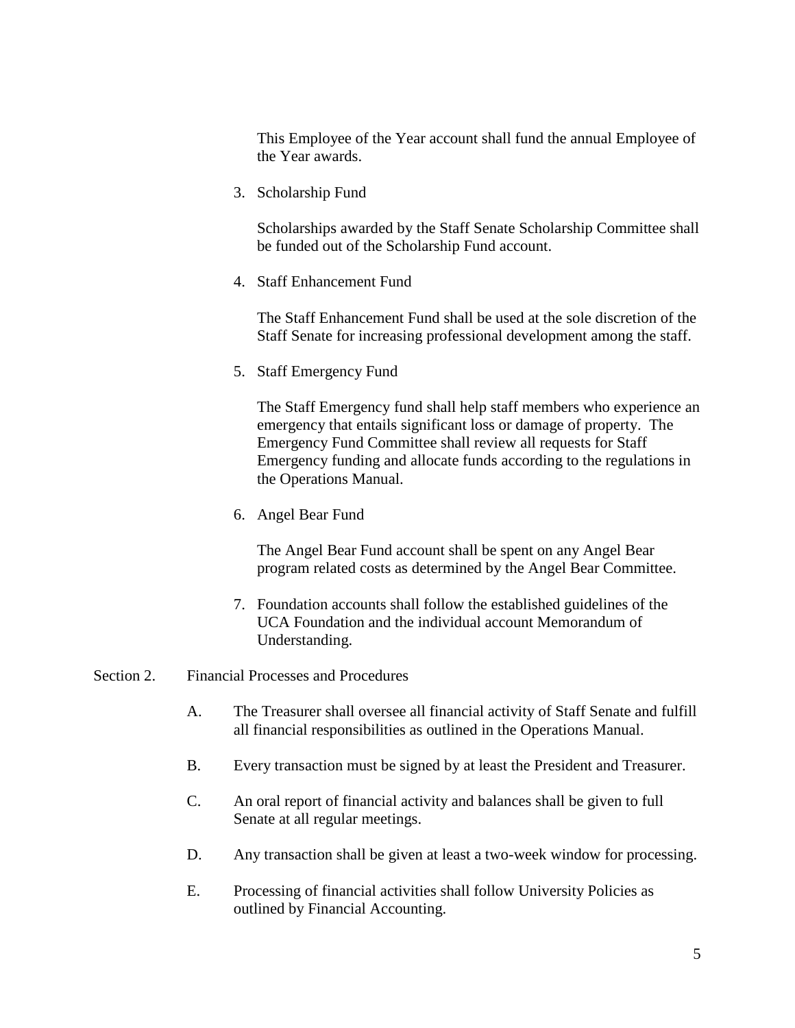This Employee of the Year account shall fund the annual Employee of the Year awards.

3. Scholarship Fund

   Scholarships awarded by the Staff Senate Scholarship Committee shall be funded out of the Scholarship Fund account.

4. Staff Enhancement Fund

   The Staff Enhancement Fund shall be used at the sole discretion of the Staff Senate for increasing professional development among the staff.

5. Staff Emergency Fund

   The Staff Emergency fund shall help staff members who experience an emergency that entails significant loss or damage of property. The Emergency Fund Committee shall review all requests for Staff Emergency funding and allocate funds according to the regulations in the Operations Manual.

6. Angel Bear Fund

   The Angel Bear Fund account shall be spent on any Angel Bear program related costs as determined by the Angel Bear Committee.

7. Foundation accounts shall follow the established guidelines of the UCA Foundation and the individual account Memorandum of Understanding.

Section 2. Financial Processes and Procedures

A. The Treasurer shall oversee all financial activity of Staff Senate and fulfill all financial responsibilities as outlined in the Operations Manual.

B. Every transaction must be signed by at least the President and Treasurer.

C. An oral report of financial activity and balances shall be given to full Senate at all regular meetings.

D. Any transaction shall be given at least a two-week window for processing.

E. Processing of financial activities shall follow University Policies as outlined by Financial Accounting.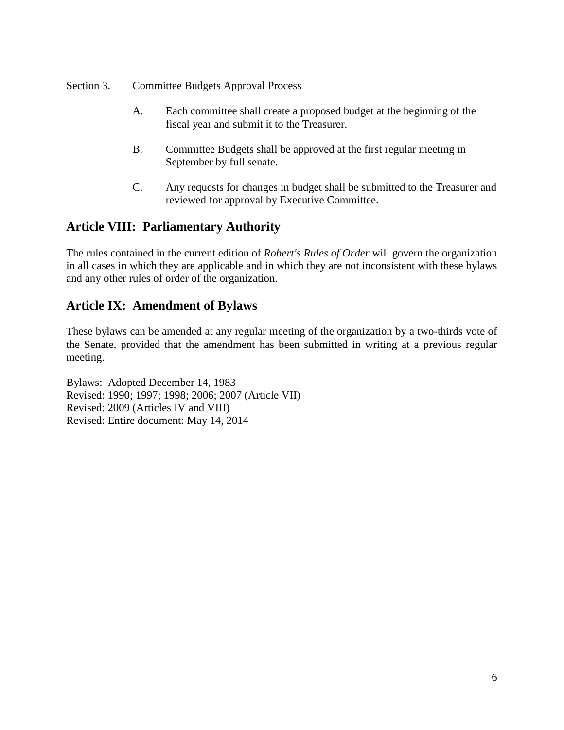Section 3. Committee Budgets Approval Process

A. Each committee shall create a proposed budget at the beginning of the fiscal year and submit it to the Treasurer.

B. Committee Budgets shall be approved at the first regular meeting in September by full senate.

C. Any requests for changes in budget shall be submitted to the Treasurer and reviewed for approval by Executive Committee.

## Article VIII: Parliamentary Authority

The rules contained in the current edition of *Robert's Rules of Order* will govern the organization in all cases in which they are applicable and in which they are not inconsistent with these bylaws and any other rules of order of the organization.

## Article IX: Amendment of Bylaws

These bylaws can be amended at any regular meeting of the organization by a two-thirds vote of the Senate, provided that the amendment has been submitted in writing at a previous regular meeting.

Bylaws: Adopted December 14, 1983
Revised: 1990; 1997; 1998; 2006; 2007 (Article VII)
Revised: 2009 (Articles IV and VIII)
Revised: Entire document: May 14, 2014